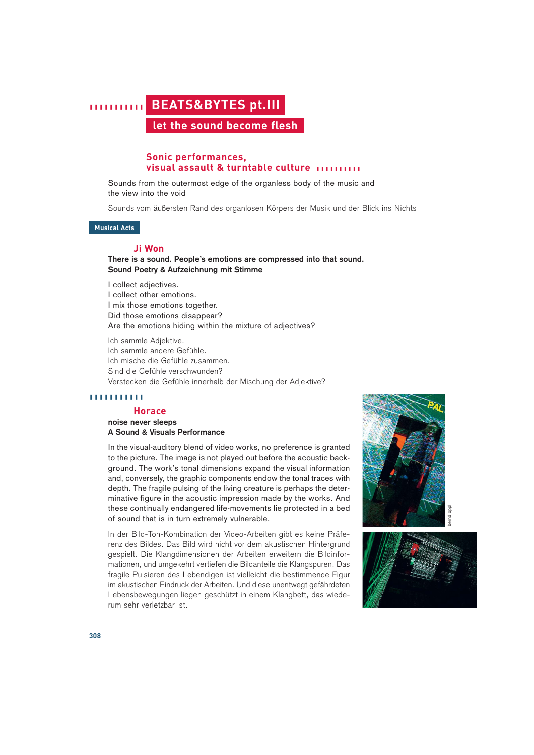# BEATS&BYTES pt.III

## let the sound become flesh

### Sonic performances, visual assault & turntable culture

Sounds from the outermost edge of the organless body of the music and the view into the void

Sounds vom äußersten Rand des organlosen Körpers der Musik und der Blick ins Nichts

**Musical Acts**

### Ji Won

**There is a sound. People's emotions are compressed into that sound.**
**Sound Poetry & Aufzeichnung mit Stimme**

I collect adjectives.
I collect other emotions.
I mix those emotions together.
Did those emotions disappear?
Are the emotions hiding within the mixture of adjectives?

Ich sammle Adjektive.
Ich sammle andere Gefühle.
Ich mische die Gefühle zusammen.
Sind die Gefühle verschwunden?
Verstecken die Gefühle innerhalb der Mischung der Adjektive?

### Horace

**noise never sleeps**
**A Sound & Visuals Performance**

In the visual-auditory blend of video works, no preference is granted to the picture. The image is not played out before the acoustic background. The work's tonal dimensions expand the visual information and, conversely, the graphic components endow the tonal traces with depth. The fragile pulsing of the living creature is perhaps the determinative figure in the acoustic impression made by the works. And these continually endangered life-movements lie protected in a bed of sound that is in turn extremely vulnerable.

In der Bild-Ton-Kombination der Video-Arbeiten gibt es keine Präferenz des Bildes. Das Bild wird nicht vor dem akustischen Hintergrund gespielt. Die Klangdimensionen der Arbeiten erweitern die Bildinformationen, und umgekehrt vertiefen die Bildanteile die Klangspuren. Das fragile Pulsieren des Lebendigen ist vielleicht die bestimmende Figur im akustischen Eindruck der Arbeiten. Und diese unentwegt gefährdeten Lebensbewegungen liegen geschützt in einem Klangbett, das wiederum sehr verletzbar ist.

bernd oppl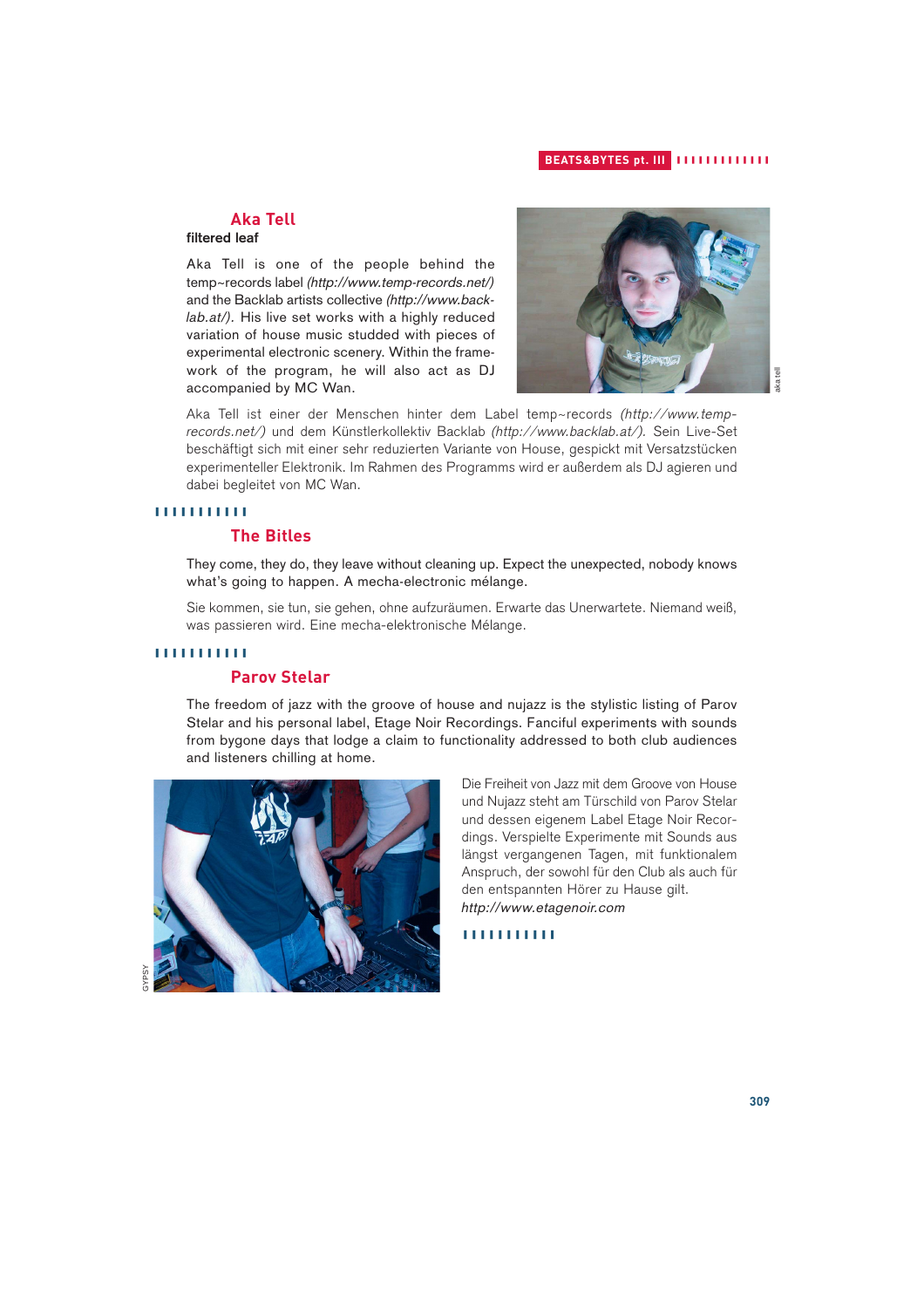## Aka Tell

**filtered leaf**

Aka Tell is one of the people behind the temp~records label *(http://www.temp-records.net/)* and the Backlab artists collective *(http://www.backlab.at/)*. His live set works with a highly reduced variation of house music studded with pieces of experimental electronic scenery. Within the framework of the program, he will also act as DJ accompanied by MC Wan.

aka tell

Aka Tell ist einer der Menschen hinter dem Label temp~records *(http://www.temp-records.net/)* und dem Künstlerkollektiv Backlab *(http://www.backlab.at/)*. Sein Live-Set beschäftigt sich mit einer sehr reduzierten Variante von House, gespickt mit Versatzstücken experimenteller Elektronik. Im Rahmen des Programms wird er außerdem als DJ agieren und dabei begleitet von MC Wan.

## The Bitles

They come, they do, they leave without cleaning up. Expect the unexpected, nobody knows what's going to happen. A mecha-electronic mélange.

Sie kommen, sie tun, sie gehen, ohne aufzuräumen. Erwarte das Unerwartete. Niemand weiß, was passieren wird. Eine mecha-elektronische Mélange.

## Parov Stelar

The freedom of jazz with the groove of house and nujazz is the stylistic listing of Parov Stelar and his personal label, Etage Noir Recordings. Fanciful experiments with sounds from bygone days that lodge a claim to functionality addressed to both club audiences and listeners chilling at home.

GYPSY

Die Freiheit von Jazz mit dem Groove von House und Nujazz steht am Türschild von Parov Stelar und dessen eigenem Label Etage Noir Recordings. Verspielte Experimente mit Sounds aus längst vergangenen Tagen, mit funktionalem Anspruch, der sowohl für den Club als auch für den entspannten Hörer zu Hause gilt.
*http://www.etagenoir.com*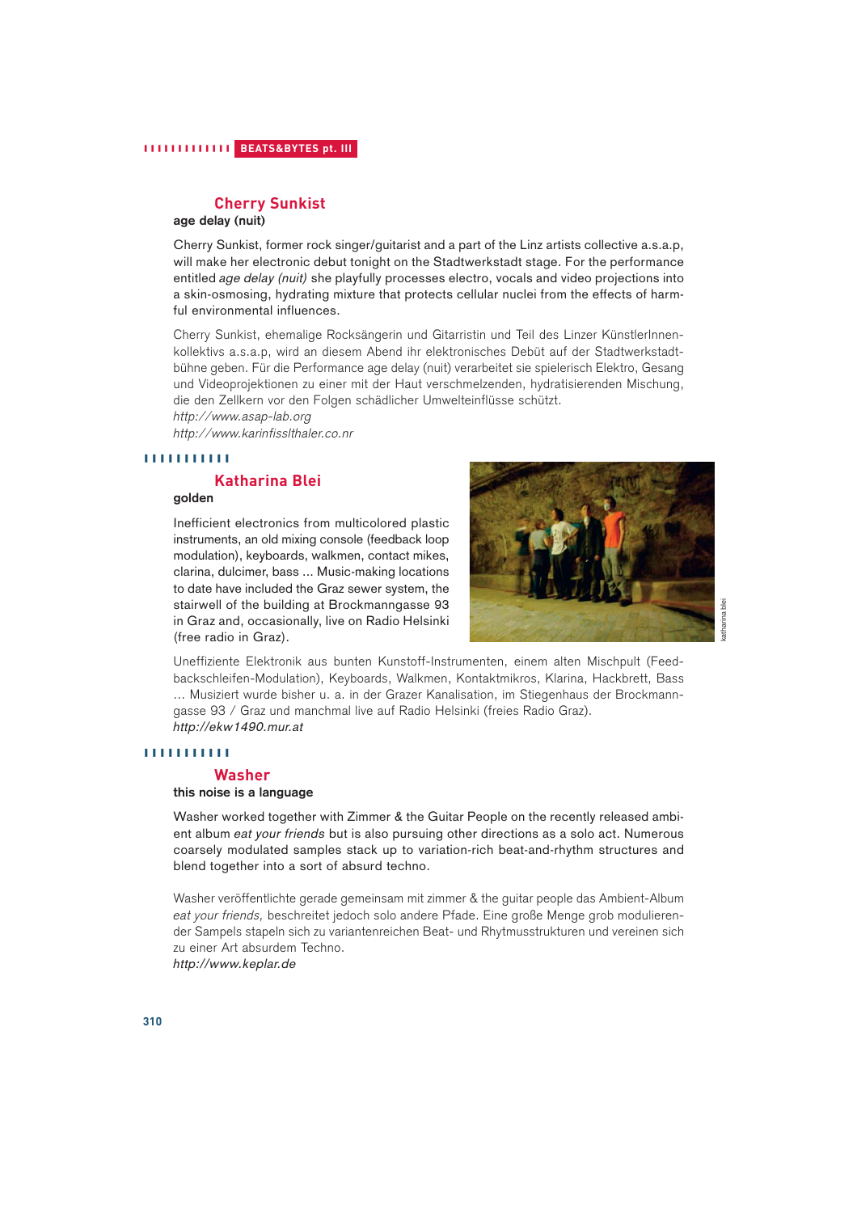## Cherry Sunkist

**age delay (nuit)**

Cherry Sunkist, former rock singer/guitarist and a part of the Linz artists collective a.s.a.p, will make her electronic debut tonight on the Stadtwerkstadt stage. For the performance entitled *age delay (nuit)* she playfully processes electro, vocals and video projections into a skin-osmosing, hydrating mixture that protects cellular nuclei from the effects of harmful environmental influences.

Cherry Sunkist, ehemalige Rocksängerin und Gitarristin und Teil des Linzer KünstlerInnenkollektivs a.s.a.p, wird an diesem Abend ihr elektronisches Debüt auf der Stadtwerkstadtbühne geben. Für die Performance age delay (nuit) verarbeitet sie spielerisch Elektro, Gesang und Videoprojektionen zu einer mit der Haut verschmelzenden, hydratisierenden Mischung, die den Zellkern vor den Folgen schädlicher Umwelteinflüsse schützt.

*http://www.asap-lab.org*
*http://www.karinfisslthaler.co.nr*

## Katharina Blei

**golden**

Inefficient electronics from multicolored plastic instruments, an old mixing console (feedback loop modulation), keyboards, walkmen, contact mikes, clarina, dulcimer, bass ... Music-making locations to date have included the Graz sewer system, the stairwell of the building at Brockmanngasse 93 in Graz and, occasionally, live on Radio Helsinki (free radio in Graz).

katharina blei

Uneffiziente Elektronik aus bunten Kunstoff-Instrumenten, einem alten Mischpult (Feedbackschleifen-Modulation), Keyboards, Walkmen, Kontaktmikros, Klarina, Hackbrett, Bass ... Musiziert wurde bisher u. a. in der Grazer Kanalisation, im Stiegenhaus der Brockmanngasse 93 / Graz und manchmal live auf Radio Helsinki (freies Radio Graz).

*http://ekw1490.mur.at*

## Washer

**this noise is a language**

Washer worked together with Zimmer & the Guitar People on the recently released ambient album *eat your friends* but is also pursuing other directions as a solo act. Numerous coarsely modulated samples stack up to variation-rich beat-and-rhythm structures and blend together into a sort of absurd techno.

Washer veröffentlichte gerade gemeinsam mit zimmer & the guitar people das Ambient-Album *eat your friends,* beschreitet jedoch solo andere Pfade. Eine große Menge grob modulierender Sampels stapeln sich zu variantenreichen Beat- und Rhytmusstrukturen und vereinen sich zu einer Art absurdem Techno.

*http://www.keplar.de*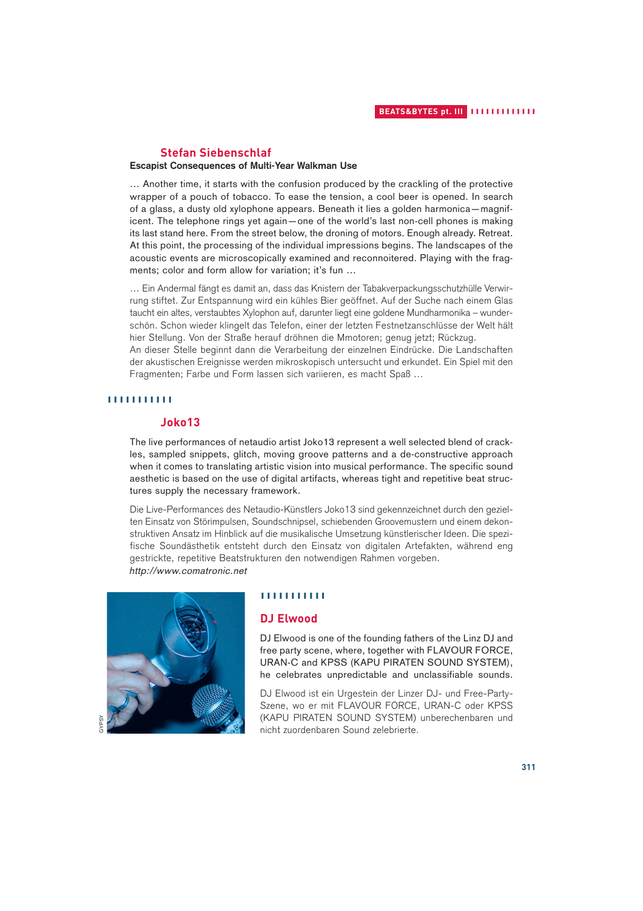## Stefan Siebenschlaf

**Escapist Consequences of Multi-Year Walkman Use**

… Another time, it starts with the confusion produced by the crackling of the protective wrapper of a pouch of tobacco. To ease the tension, a cool beer is opened. In search of a glass, a dusty old xylophone appears. Beneath it lies a golden harmonica—magnificent. The telephone rings yet again—one of the world's last non-cell phones is making its last stand here. From the street below, the droning of motors. Enough already. Retreat. At this point, the processing of the individual impressions begins. The landscapes of the acoustic events are microscopically examined and reconnoitered. Playing with the fragments; color and form allow for variation; it's fun …

… Ein Andermal fängt es damit an, dass das Knistern der Tabakverpackungsschutzhülle Verwirrung stiftet. Zur Entspannung wird ein kühles Bier geöffnet. Auf der Suche nach einem Glas taucht ein altes, verstaubtes Xylophon auf, darunter liegt eine goldene Mundharmonika – wunderschön. Schon wieder klingelt das Telefon, einer der letzten Festnetzanschlüsse der Welt hält hier Stellung. Von der Straße herauf dröhnen die Mmotoren; genug jetzt; Rückzug.
An dieser Stelle beginnt dann die Verarbeitung der einzelnen Eindrücke. Die Landschaften der akustischen Ereignisse werden mikroskopisch untersucht und erkundet. Ein Spiel mit den Fragmenten; Farbe und Form lassen sich variieren, es macht Spaß …

## Joko13

The live performances of netaudio artist Joko13 represent a well selected blend of crackles, sampled snippets, glitch, moving groove patterns and a de-constructive approach when it comes to translating artistic vision into musical performance. The specific sound aesthetic is based on the use of digital artifacts, whereas tight and repetitive beat structures supply the necessary framework.

Die Live-Performances des Netaudio-Künstlers Joko13 sind gekennzeichnet durch den gezielten Einsatz von Störimpulsen, Soundschnipsel, schiebenden Groovemustern und einem dekonstruktiven Ansatz im Hinblick auf die musikalische Umsetzung künstlerischer Ideen. Die spezifische Soundästhetik entsteht durch den Einsatz von digitalen Artefakten, während eng gestrickte, repetitive Beatstrukturen den notwendigen Rahmen vorgeben.
*http://www.comatronic.net*

GYPSY

## DJ Elwood

DJ Elwood is one of the founding fathers of the Linz DJ and free party scene, where, together with FLAVOUR FORCE, URAN-C and KPSS (KAPU PIRATEN SOUND SYSTEM), he celebrates unpredictable and unclassifiable sounds.

DJ Elwood ist ein Urgestein der Linzer DJ- und Free-Party-Szene, wo er mit FLAVOUR FORCE, URAN-C oder KPSS (KAPU PIRATEN SOUND SYSTEM) unberechenbaren und nicht zuordenbaren Sound zelebrierte.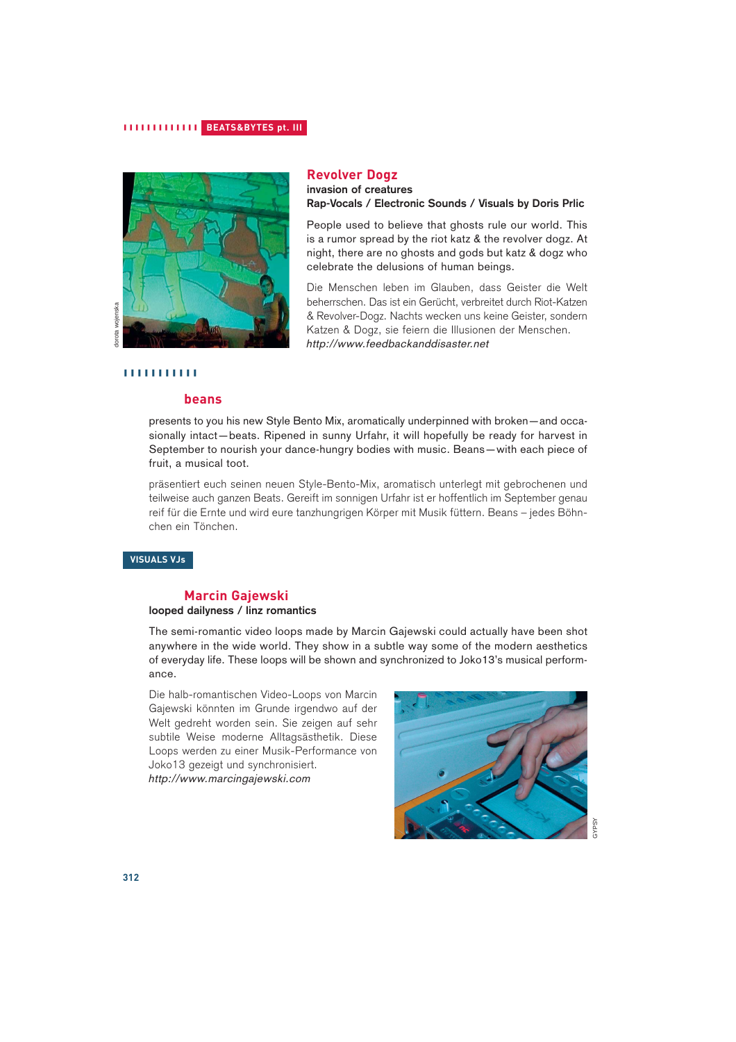## Revolver Dogz

**invasion of creatures**

**Rap-Vocals / Electronic Sounds / Visuals by Doris Prlic**

People used to believe that ghosts rule our world. This is a rumor spread by the riot katz & the revolver dogz. At night, there are no ghosts and gods but katz & dogz who celebrate the delusions of human beings.

Die Menschen leben im Glauben, dass Geister die Welt beherrschen. Das ist ein Gerücht, verbreitet durch Riot-Katzen & Revolver-Dogz. Nachts wecken uns keine Geister, sondern Katzen & Dogz, sie feiern die Illusionen der Menschen.

*http://www.feedbackanddisaster.net*

dorota wojenska

## beans

presents to you his new Style Bento Mix, aromatically underpinned with broken—and occasionally intact—beats. Ripened in sunny Urfahr, it will hopefully be ready for harvest in September to nourish your dance-hungry bodies with music. Beans—with each piece of fruit, a musical toot.

präsentiert euch seinen neuen Style-Bento-Mix, aromatisch unterlegt mit gebrochenen und teilweise auch ganzen Beats. Gereift im sonnigen Urfahr ist er hoffentlich im September genau reif für die Ernte und wird eure tanzhungrigen Körper mit Musik füttern. Beans – jedes Böhnchen ein Tönchen.

# VISUALS VJs

## Marcin Gajewski

**looped dailyness / linz romantics**

The semi-romantic video loops made by Marcin Gajewski could actually have been shot anywhere in the wide world. They show in a subtle way some of the modern aesthetics of everyday life. These loops will be shown and synchronized to Joko13's musical performance.

Die halb-romantischen Video-Loops von Marcin Gajewski könnten im Grunde irgendwo auf der Welt gedreht worden sein. Sie zeigen auf sehr subtile Weise moderne Alltagsästhetik. Diese Loops werden zu einer Musik-Performance von Joko13 gezeigt und synchronisiert.

*http://www.marcingajewski.com*

GYPSY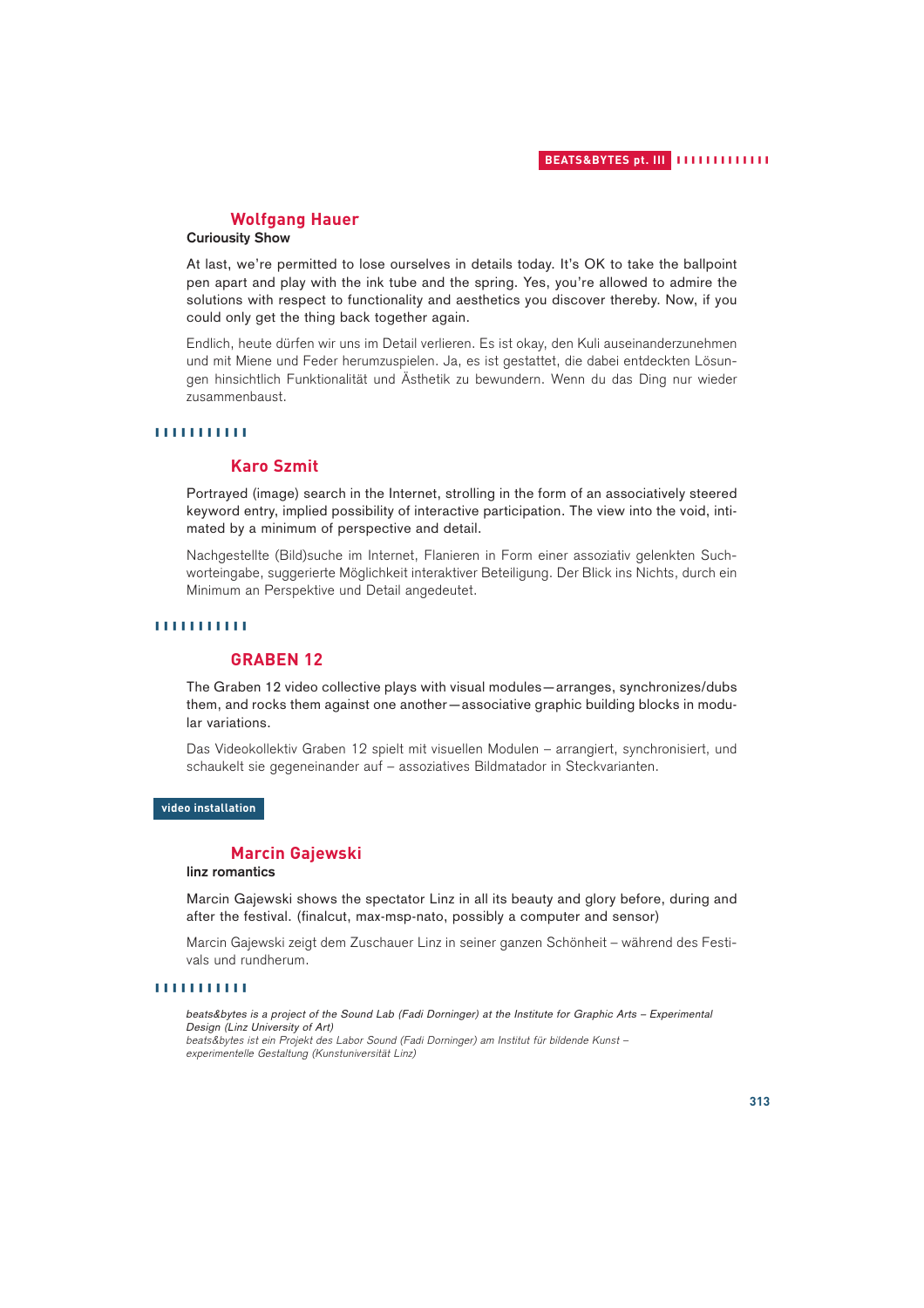## Wolfgang Hauer

**Curiousity Show**

At last, we're permitted to lose ourselves in details today. It's OK to take the ballpoint pen apart and play with the ink tube and the spring. Yes, you're allowed to admire the solutions with respect to functionality and aesthetics you discover thereby. Now, if you could only get the thing back together again.

Endlich, heute dürfen wir uns im Detail verlieren. Es ist okay, den Kuli auseinanderzunehmen und mit Miene und Feder herumzuspielen. Ja, es ist gestattet, die dabei entdeckten Lösungen hinsichtlich Funktionalität und Ästhetik zu bewundern. Wenn du das Ding nur wieder zusammenbaust.

## Karo Szmit

Portrayed (image) search in the Internet, strolling in the form of an associatively steered keyword entry, implied possibility of interactive participation. The view into the void, intimated by a minimum of perspective and detail.

Nachgestellte (Bild)suche im Internet, Flanieren in Form einer assoziativ gelenkten Suchworteingabe, suggerierte Möglichkeit interaktiver Beteiligung. Der Blick ins Nichts, durch ein Minimum an Perspektive und Detail angedeutet.

## GRABEN 12

The Graben 12 video collective plays with visual modules—arranges, synchronizes/dubs them, and rocks them against one another—associative graphic building blocks in modular variations.

Das Videokollektiv Graben 12 spielt mit visuellen Modulen – arrangiert, synchronisiert, und schaukelt sie gegeneinander auf – assoziatives Bildmatador in Steckvarianten.

**video installation**

## Marcin Gajewski

**linz romantics**

Marcin Gajewski shows the spectator Linz in all its beauty and glory before, during and after the festival. (finalcut, max-msp-nato, possibly a computer and sensor)

Marcin Gajewski zeigt dem Zuschauer Linz in seiner ganzen Schönheit – während des Festivals und rundherum.

*beats&bytes is a project of the Sound Lab (Fadi Dorninger) at the Institute for Graphic Arts – Experimental Design (Linz University of Art)*
*beats&bytes ist ein Projekt des Labor Sound (Fadi Dorninger) am Institut für bildende Kunst – experimentelle Gestaltung (Kunstuniversität Linz)*